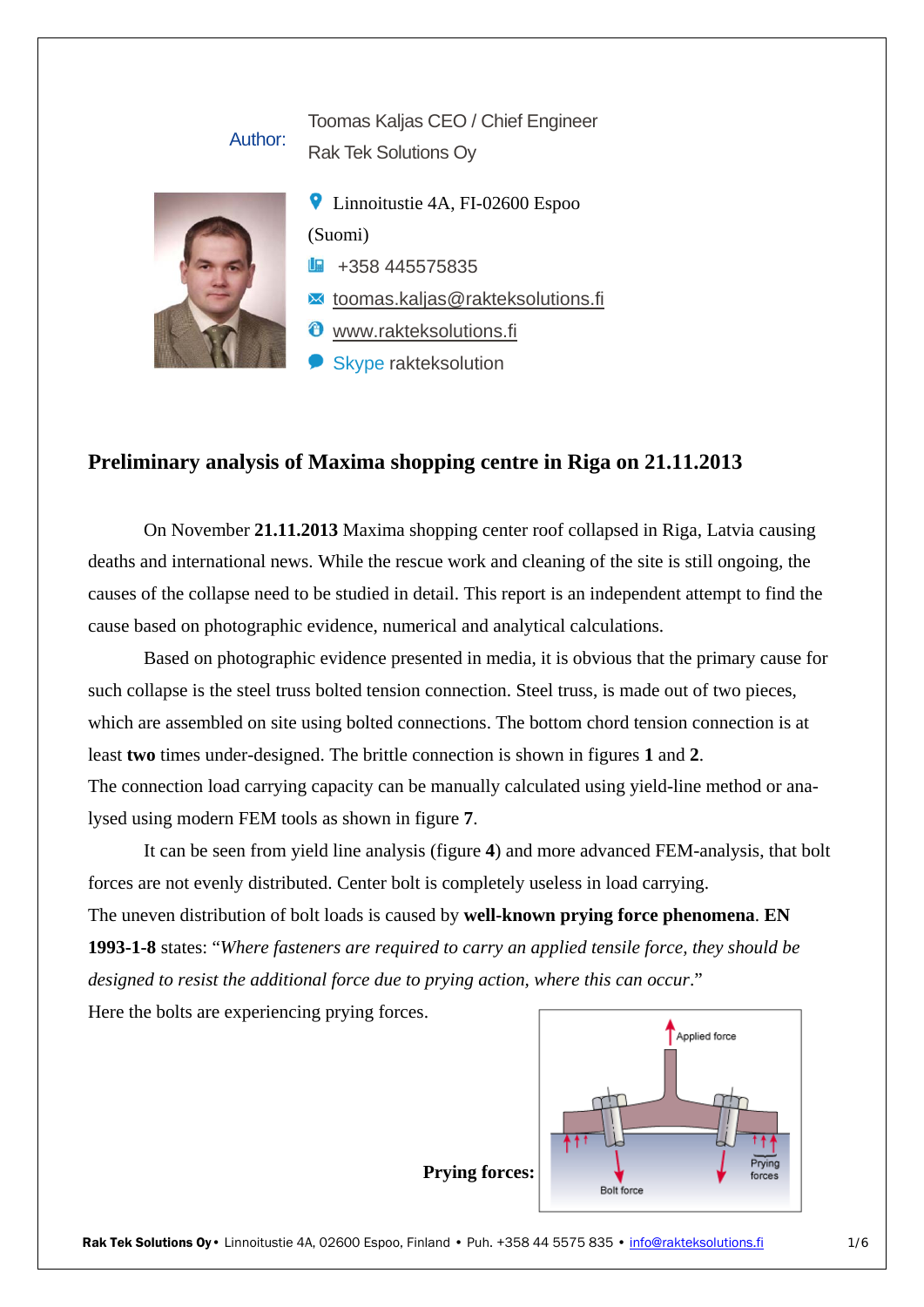Author: Toomas Kaljas CEO / Chief Engineer
Rak Tek Solutions Oy

Linnoitustie 4A, FI-02600 Espoo (Suomi)

+358 445575835

toomas.kaljas@rakteksolutions.fi

www.rakteksolutions.fi

Skype rakteksolution

# Preliminary analysis of Maxima shopping centre in Riga on 21.11.2013

On November **21.11.2013** Maxima shopping center roof collapsed in Riga, Latvia causing deaths and international news. While the rescue work and cleaning of the site is still ongoing, the causes of the collapse need to be studied in detail. This report is an independent attempt to find the cause based on photographic evidence, numerical and analytical calculations.

Based on photographic evidence presented in media, it is obvious that the primary cause for such collapse is the steel truss bolted tension connection. Steel truss, is made out of two pieces, which are assembled on site using bolted connections. The bottom chord tension connection is at least **two** times under-designed. The brittle connection is shown in figures **1** and **2**.

The connection load carrying capacity can be manually calculated using yield-line method or analysed using modern FEM tools as shown in figure **7**.

It can be seen from yield line analysis (figure **4**) and more advanced FEM-analysis, that bolt forces are not evenly distributed. Center bolt is completely useless in load carrying.

The uneven distribution of bolt loads is caused by **well-known prying force phenomena**. **EN 1993-1-8** states: "*Where fasteners are required to carry an applied tensile force, they should be designed to resist the additional force due to prying action, where this can occur*."

Here the bolts are experiencing prying forces.

**Prying forces:**

Applied force

Bolt force

Prying forces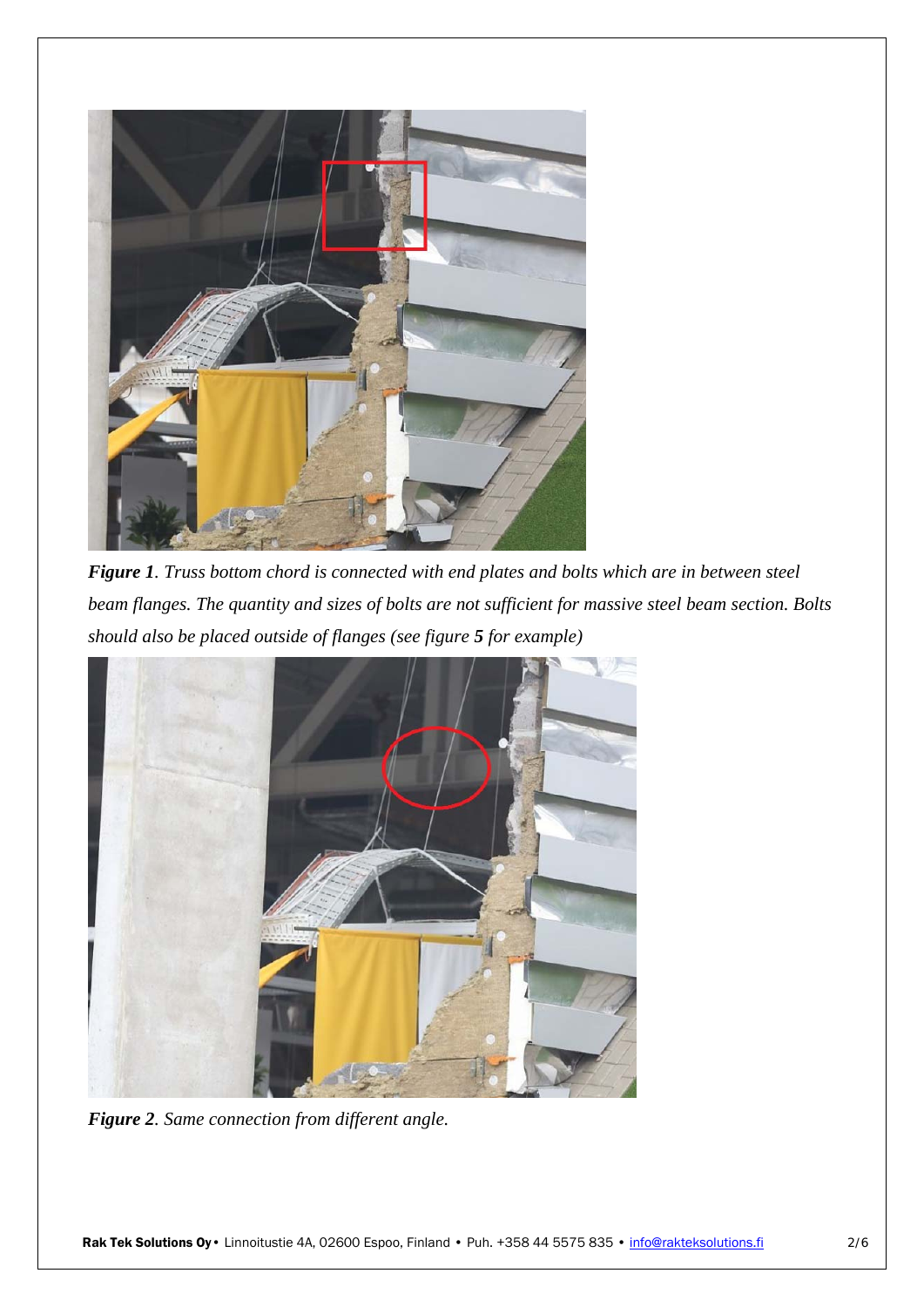***Figure 1**. Truss bottom chord is connected with end plates and bolts which are in between steel beam flanges. The quantity and sizes of bolts are not sufficient for massive steel beam section. Bolts should also be placed outside of flanges (see figure **5** for example)*

***Figure 2**. Same connection from different angle.*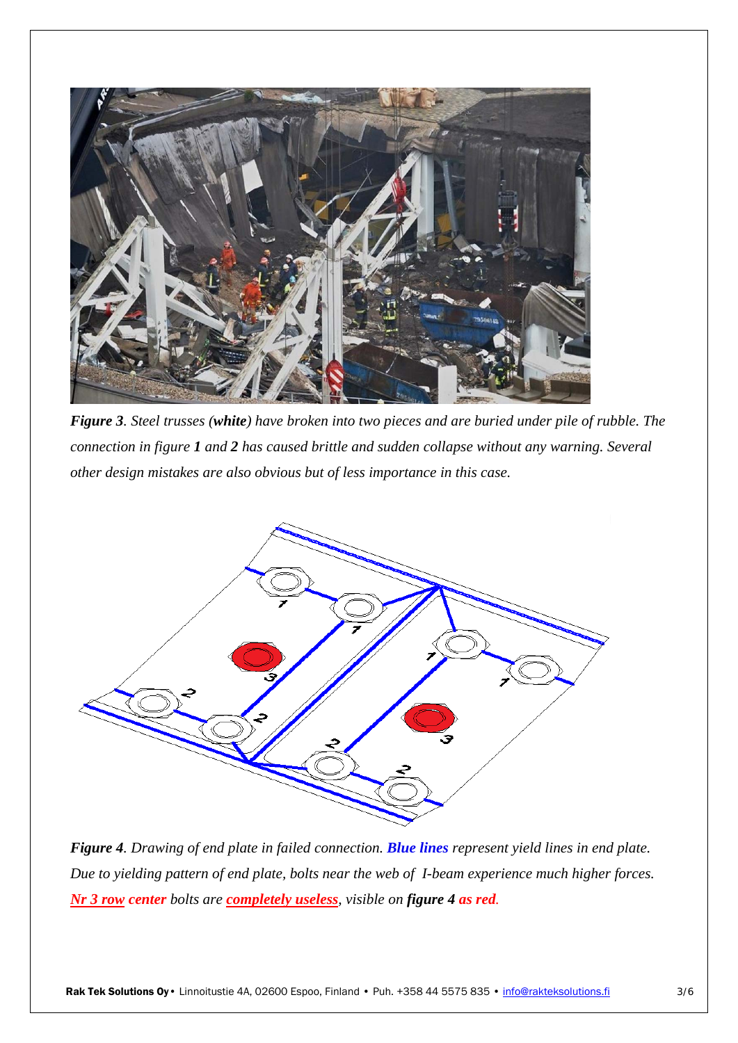*Figure 3. Steel trusses (**white**) have broken into two pieces and are buried under pile of rubble. The connection in figure **1** and **2** has caused brittle and sudden collapse without any warning. Several other design mistakes are also obvious but of less importance in this case.*

*Figure 4. Drawing of end plate in failed connection. **Blue lines** represent yield lines in end plate. Due to yielding pattern of end plate, bolts near the web of I-beam experience much higher forces. **Nr 3 row center** bolts are **completely useless**, visible on **figure 4** as red.*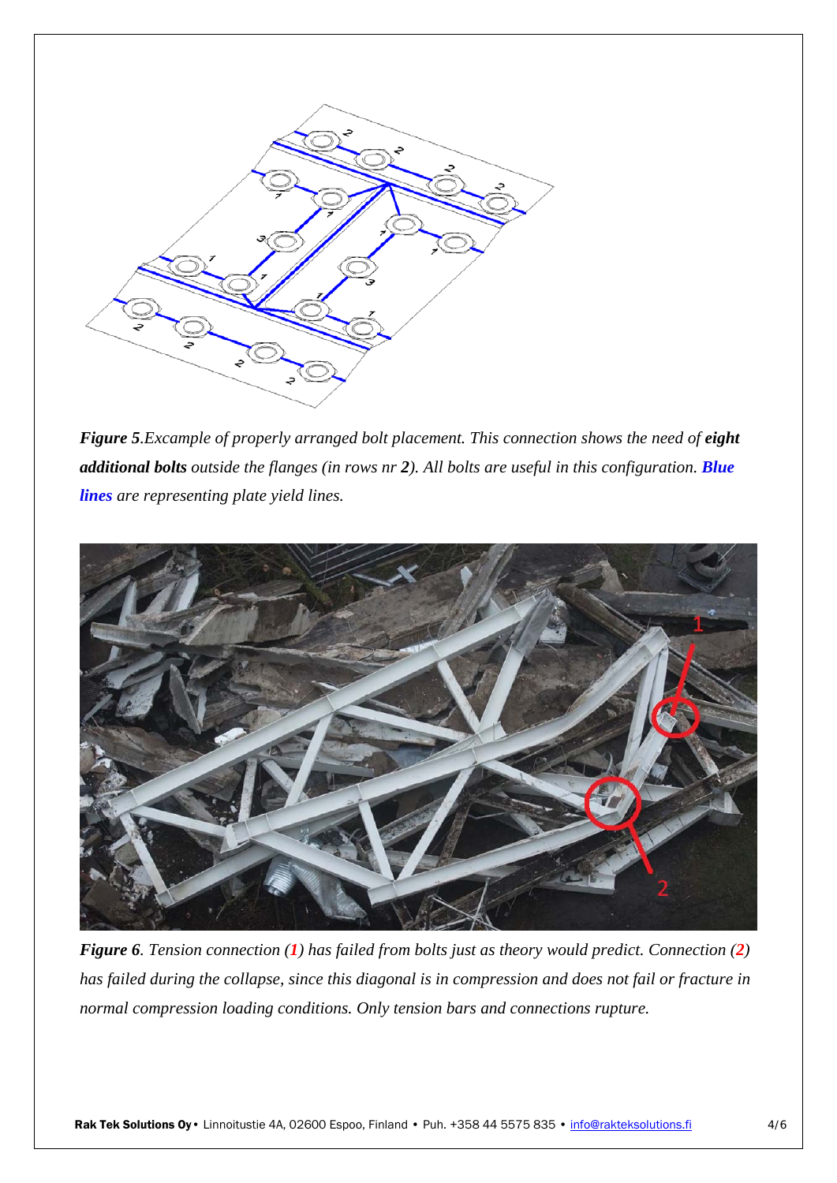*Figure 5.Excample of properly arranged bolt placement. This connection shows the need of* ***eight additional bolts*** *outside the flanges (in rows nr* ***2****). All bolts are useful in this configuration.* ***Blue lines*** *are representing plate yield lines.*

*Figure 6. Tension connection (****1****) has failed from bolts just as theory would predict. Connection (****2****) has failed during the collapse, since this diagonal is in compression and does not fail or fracture in normal compression loading conditions. Only tension bars and connections rupture.*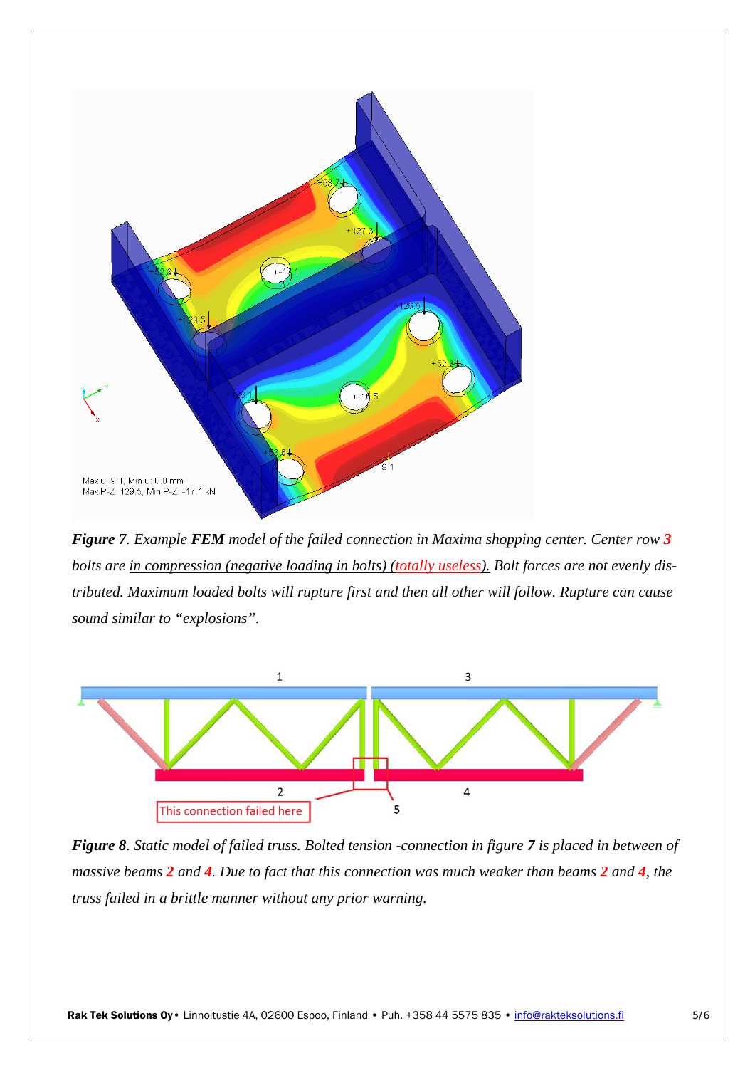***Figure 7**. Example **FEM** model of the failed connection in Maxima shopping center. Center row **3** bolts are <u>in compression (negative loading in bolts) (totally useless).</u> Bolt forces are not evenly distributed. Maximum loaded bolts will rupture first and then all other will follow. Rupture can cause sound similar to "explosions".*

***Figure 8**. Static model of failed truss. Bolted tension -connection in figure **7** is placed in between of massive beams **2** and **4**. Due to fact that this connection was much weaker than beams **2** and **4**, the truss failed in a brittle manner without any prior warning.*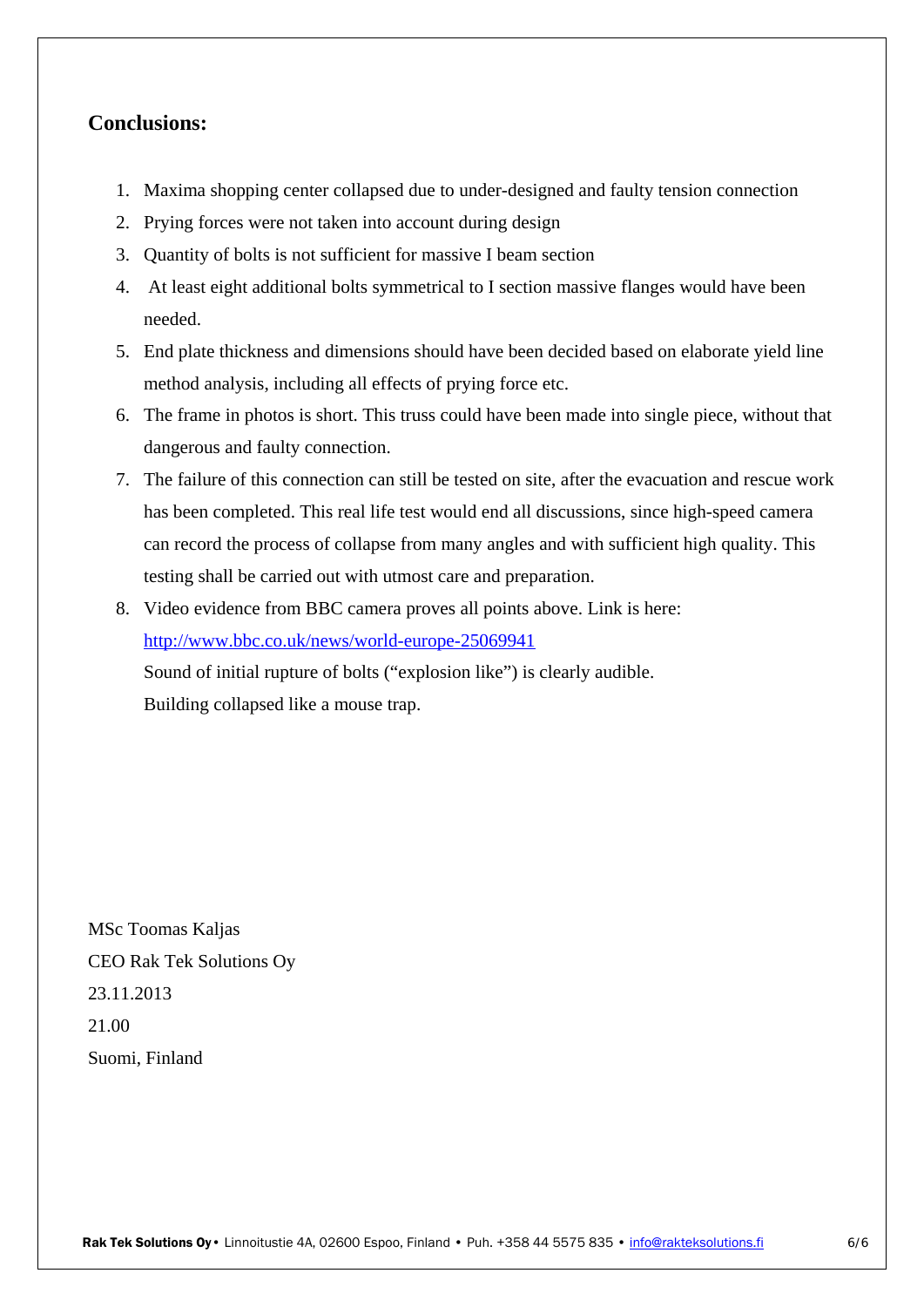## Conclusions:

1. Maxima shopping center collapsed due to under-designed and faulty tension connection
2. Prying forces were not taken into account during design
3. Quantity of bolts is not sufficient for massive I beam section
4. At least eight additional bolts symmetrical to I section massive flanges would have been needed.
5. End plate thickness and dimensions should have been decided based on elaborate yield line method analysis, including all effects of prying force etc.
6. The frame in photos is short. This truss could have been made into single piece, without that dangerous and faulty connection.
7. The failure of this connection can still be tested on site, after the evacuation and rescue work has been completed. This real life test would end all discussions, since high-speed camera can record the process of collapse from many angles and with sufficient high quality. This testing shall be carried out with utmost care and preparation.
8. Video evidence from BBC camera proves all points above. Link is here: [http://www.bbc.co.uk/news/world-europe-25069941](http://www.bbc.co.uk/news/world-europe-25069941)

   Sound of initial rupture of bolts ("explosion like") is clearly audible.

   Building collapsed like a mouse trap.

MSc Toomas Kaljas

CEO Rak Tek Solutions Oy

23.11.2013

21.00

Suomi, Finland

**Rak Tek Solutions Oy** • Linnoitustie 4A, 02600 Espoo, Finland • Puh. +358 44 5575 835 • info@rakteksolutions.fi